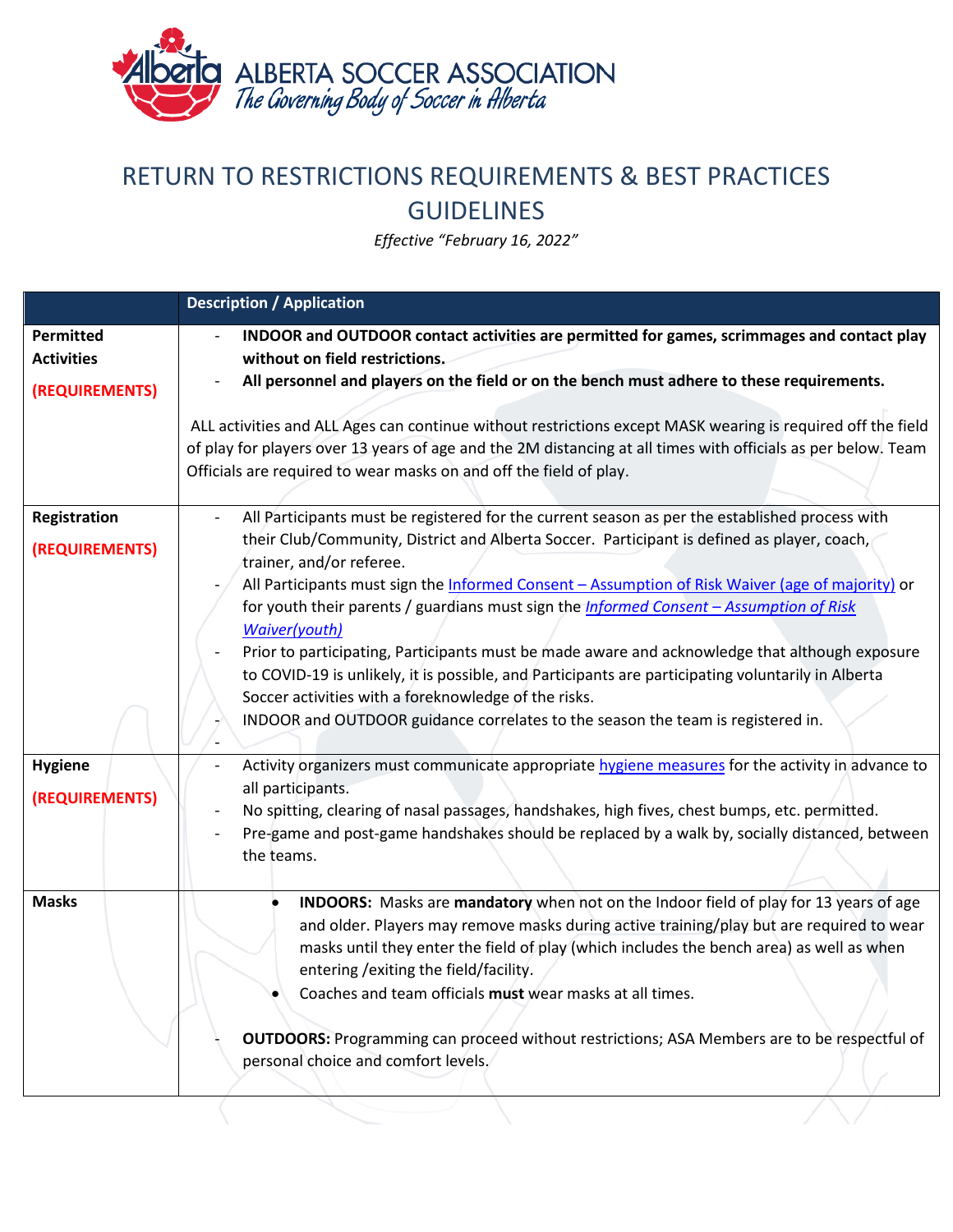ALBERTA SOCCER ASSOCIATION
*The Governing Body of Soccer in Alberta*

# RETURN TO RESTRICTIONS REQUIREMENTS & BEST PRACTICES GUIDELINES

*Effective "February 16, 2022"*

| | Description / Application |
|---|---|
| **Permitted Activities** **(REQUIREMENTS)** | - **INDOOR and OUTDOOR contact activities are permitted for games, scrimmages and contact play without on field restrictions.**<br>- **All personnel and players on the field or on the bench must adhere to these requirements.**<br><br>ALL activities and ALL Ages can continue without restrictions except MASK wearing is required off the field of play for players over 13 years of age and the 2M distancing at all times with officials as per below. Team Officials are required to wear masks on and off the field of play. |
| **Registration** **(REQUIREMENTS)** | - All Participants must be registered for the current season as per the established process with their Club/Community, District and Alberta Soccer. Participant is defined as player, coach, trainer, and/or referee.<br>- All Participants must sign the Informed Consent – Assumption of Risk Waiver (age of majority) or for youth their parents / guardians must sign the *Informed Consent – Assumption of Risk Waiver(youth)*<br>- Prior to participating, Participants must be made aware and acknowledge that although exposure to COVID-19 is unlikely, it is possible, and Participants are participating voluntarily in Alberta Soccer activities with a foreknowledge of the risks.<br>- INDOOR and OUTDOOR guidance correlates to the season the team is registered in.<br>- |
| **Hygiene** **(REQUIREMENTS)** | - Activity organizers must communicate appropriate hygiene measures for the activity in advance to all participants.<br>- No spitting, clearing of nasal passages, handshakes, high fives, chest bumps, etc. permitted.<br>- Pre-game and post-game handshakes should be replaced by a walk by, socially distanced, between the teams. |
| **Masks** | • **INDOORS:** Masks are **mandatory** when not on the Indoor field of play for 13 years of age and older. Players may remove masks during active training/play but are required to wear masks until they enter the field of play (which includes the bench area) as well as when entering /exiting the field/facility.<br>• Coaches and team officials **must** wear masks at all times.<br><br>- **OUTDOORS:** Programming can proceed without restrictions; ASA Members are to be respectful of personal choice and comfort levels. |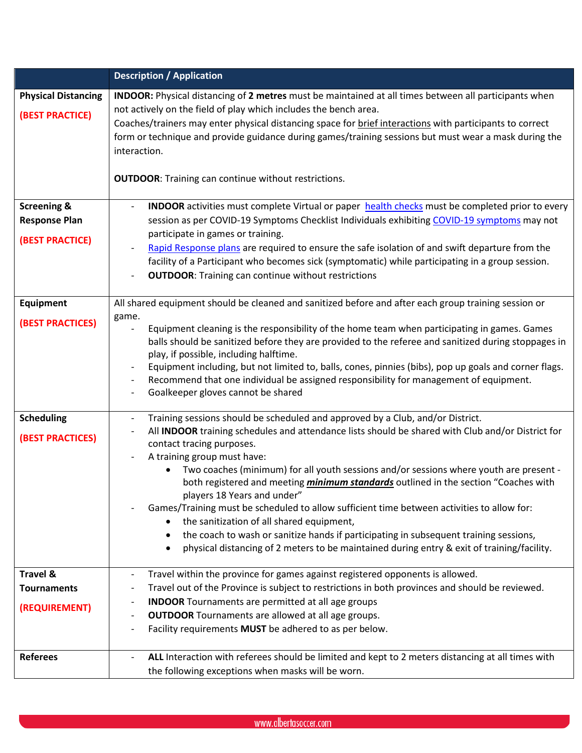| | Description / Application |
|---|---|
| **Physical Distancing** **(BEST PRACTICE)** | **INDOOR:** Physical distancing of **2 metres** must be maintained at all times between all participants when not actively on the field of play which includes the bench area.<br>Coaches/trainers may enter physical distancing space for brief interactions with participants to correct form or technique and provide guidance during games/training sessions but must wear a mask during the interaction.<br><br>**OUTDOOR**: Training can continue without restrictions. |
| **Screening & Response Plan** **(BEST PRACTICE)** | - **INDOOR** activities must complete Virtual or paper [health checks] must be completed prior to every session as per COVID-19 Symptoms Checklist Individuals exhibiting [COVID-19 symptoms] may not participate in games or training.<br>- [Rapid Response plans] are required to ensure the safe isolation of and swift departure from the facility of a Participant who becomes sick (symptomatic) while participating in a group session.<br>- **OUTDOOR**: Training can continue without restrictions |
| **Equipment** **(BEST PRACTICES)** | All shared equipment should be cleaned and sanitized before and after each group training session or game.<br>- Equipment cleaning is the responsibility of the home team when participating in games. Games balls should be sanitized before they are provided to the referee and sanitized during stoppages in play, if possible, including halftime.<br>- Equipment including, but not limited to, balls, cones, pinnies (bibs), pop up goals and corner flags.<br>- Recommend that one individual be assigned responsibility for management of equipment.<br>- Goalkeeper gloves cannot be shared |
| **Scheduling** **(BEST PRACTICES)** | - Training sessions should be scheduled and approved by a Club, and/or District.<br>- All **INDOOR** training schedules and attendance lists should be shared with Club and/or District for contact tracing purposes.<br>- A training group must have:<br>  • Two coaches (minimum) for all youth sessions and/or sessions where youth are present - both registered and meeting ***minimum standards*** outlined in the section "Coaches with players 18 Years and under"<br>- Games/Training must be scheduled to allow sufficient time between activities to allow for:<br>  • the sanitization of all shared equipment,<br>  • the coach to wash or sanitize hands if participating in subsequent training sessions,<br>  • physical distancing of 2 meters to be maintained during entry & exit of training/facility. |
| **Travel & Tournaments** **(REQUIREMENT)** | - Travel within the province for games against registered opponents is allowed.<br>- Travel out of the Province is subject to restrictions in both provinces and should be reviewed.<br>- **INDOOR** Tournaments are permitted at all age groups<br>- **OUTDOOR** Tournaments are allowed at all age groups.<br>- Facility requirements **MUST** be adhered to as per below. |
| **Referees** | - **ALL** Interaction with referees should be limited and kept to 2 meters distancing at all times with the following exceptions when masks will be worn. |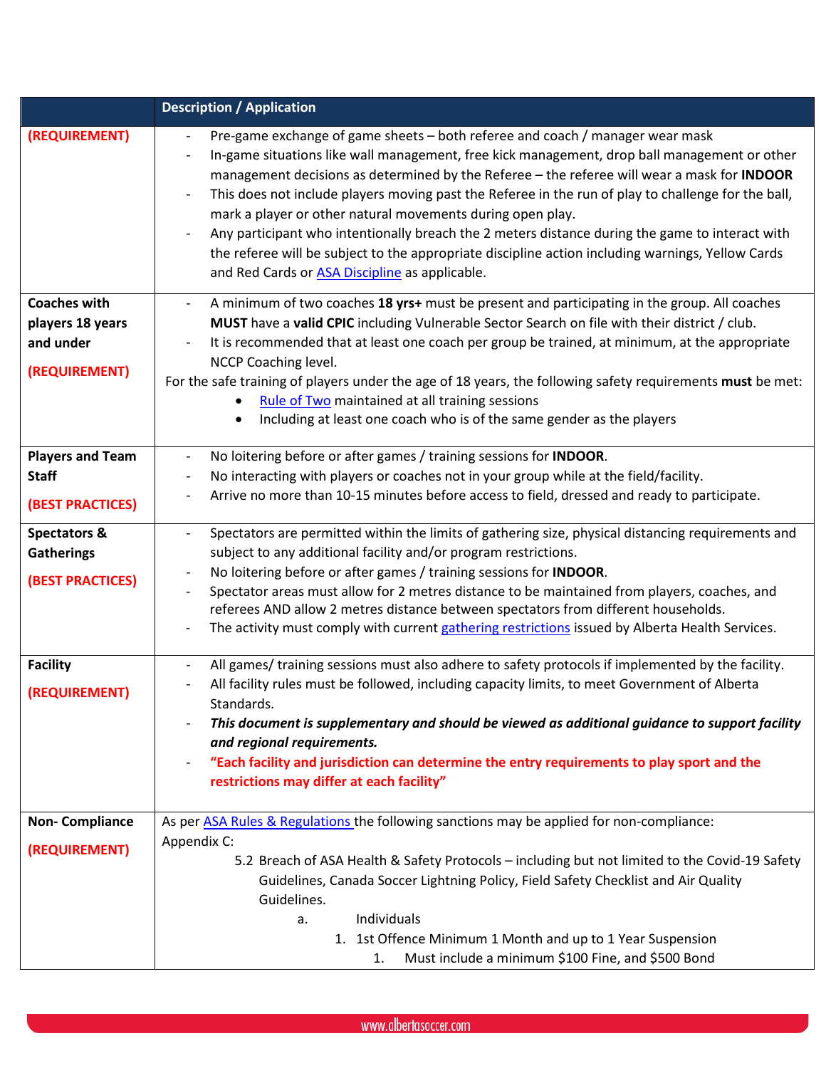| | Description / Application |
|---|---|
| **(REQUIREMENT)** | - Pre-game exchange of game sheets – both referee and coach / manager wear mask<br>- In-game situations like wall management, free kick management, drop ball management or other management decisions as determined by the Referee – the referee will wear a mask for **INDOOR**<br>- This does not include players moving past the Referee in the run of play to challenge for the ball, mark a player or other natural movements during open play.<br>- Any participant who intentionally breach the 2 meters distance during the game to interact with the referee will be subject to the appropriate discipline action including warnings, Yellow Cards and Red Cards or ASA Discipline as applicable. |
| **Coaches with players 18 years and under**<br><br>**(REQUIREMENT)** | - A minimum of two coaches **18 yrs+** must be present and participating in the group. All coaches **MUST** have a **valid CPIC** including Vulnerable Sector Search on file with their district / club.<br>- It is recommended that at least one coach per group be trained, at minimum, at the appropriate NCCP Coaching level.<br>For the safe training of players under the age of 18 years, the following safety requirements **must** be met:<br>• Rule of Two maintained at all training sessions<br>• Including at least one coach who is of the same gender as the players |
| **Players and Team Staff**<br><br>**(BEST PRACTICES)** | - No loitering before or after games / training sessions for **INDOOR**.<br>- No interacting with players or coaches not in your group while at the field/facility.<br>- Arrive no more than 10-15 minutes before access to field, dressed and ready to participate. |
| **Spectators & Gatherings**<br><br>**(BEST PRACTICES)** | - Spectators are permitted within the limits of gathering size, physical distancing requirements and subject to any additional facility and/or program restrictions.<br>- No loitering before or after games / training sessions for **INDOOR**.<br>- Spectator areas must allow for 2 metres distance to be maintained from players, coaches, and referees AND allow 2 metres distance between spectators from different households.<br>- The activity must comply with current gathering restrictions issued by Alberta Health Services. |
| **Facility**<br><br>**(REQUIREMENT)** | - All games/ training sessions must also adhere to safety protocols if implemented by the facility.<br>- All facility rules must be followed, including capacity limits, to meet Government of Alberta Standards.<br>- ***This document is supplementary and should be viewed as additional guidance to support facility and regional requirements.***<br>- **"Each facility and jurisdiction can determine the entry requirements to play sport and the restrictions may differ at each facility"** |
| **Non- Compliance**<br><br>**(REQUIREMENT)** | As per ASA Rules & Regulations the following sanctions may be applied for non-compliance:<br>Appendix C:<br>5.2 Breach of ASA Health & Safety Protocols – including but not limited to the Covid-19 Safety Guidelines, Canada Soccer Lightning Policy, Field Safety Checklist and Air Quality Guidelines.<br>a. Individuals<br>1. 1st Offence Minimum 1 Month and up to 1 Year Suspension<br>1. Must include a minimum $100 Fine, and $500 Bond |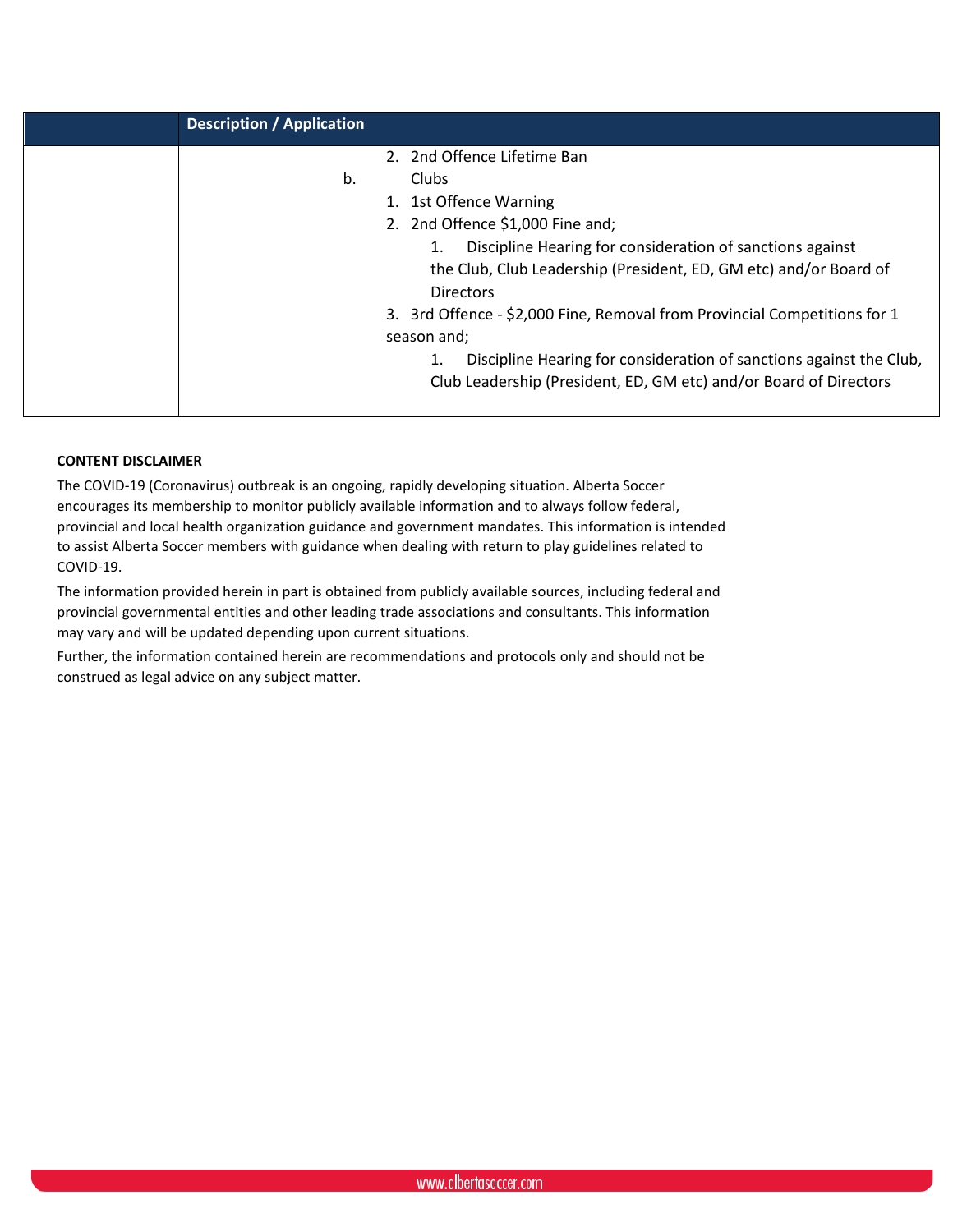| | Description / Application |
|---|---|
| | 2. 2nd Offence Lifetime Ban<br>b. Clubs<br>1. 1st Offence Warning<br>2. 2nd Offence $1,000 Fine and;<br>1. Discipline Hearing for consideration of sanctions against the Club, Club Leadership (President, ED, GM etc) and/or Board of Directors<br>3. 3rd Offence - $2,000 Fine, Removal from Provincial Competitions for 1 season and;<br>1. Discipline Hearing for consideration of sanctions against the Club, Club Leadership (President, ED, GM etc) and/or Board of Directors |

**CONTENT DISCLAIMER**

The COVID-19 (Coronavirus) outbreak is an ongoing, rapidly developing situation. Alberta Soccer encourages its membership to monitor publicly available information and to always follow federal, provincial and local health organization guidance and government mandates. This information is intended to assist Alberta Soccer members with guidance when dealing with return to play guidelines related to COVID-19.

The information provided herein in part is obtained from publicly available sources, including federal and provincial governmental entities and other leading trade associations and consultants. This information may vary and will be updated depending upon current situations.

Further, the information contained herein are recommendations and protocols only and should not be construed as legal advice on any subject matter.